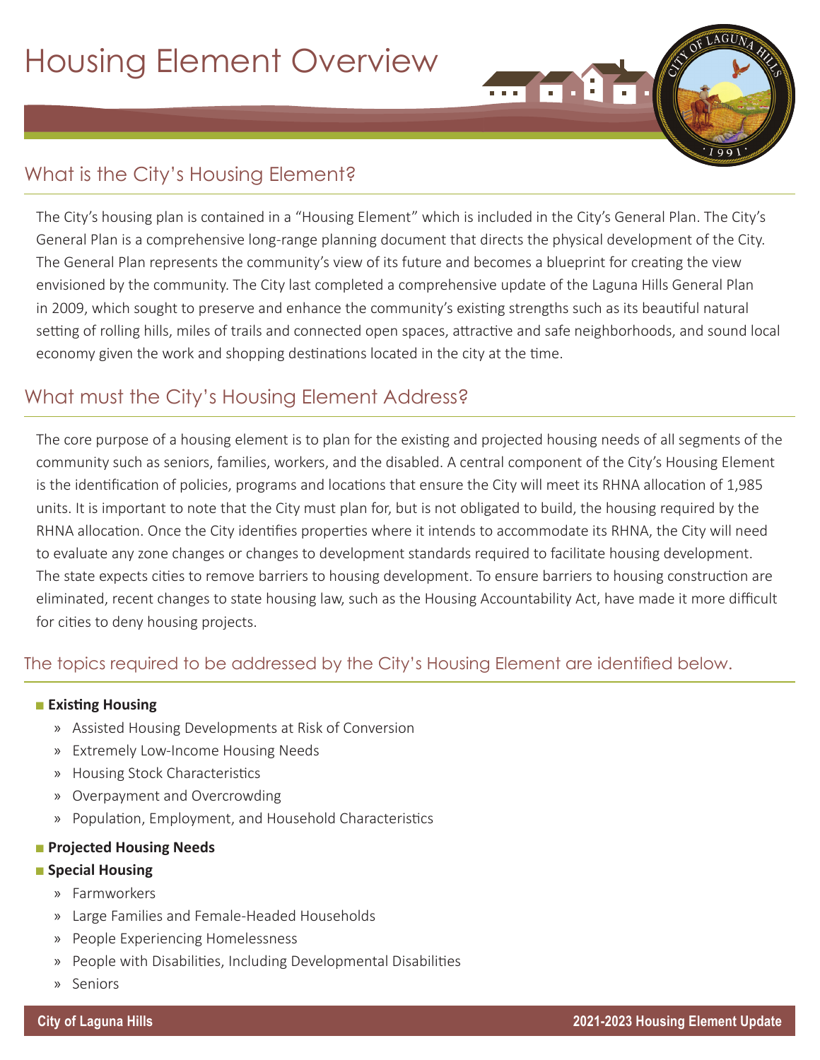# Housing Element Overview

## What is the City's Housing Element?

The City's housing plan is contained in a "Housing Element" which is included in the City's General Plan. The City's General Plan is a comprehensive long-range planning document that directs the physical development of the City. The General Plan represents the community's view of its future and becomes a blueprint for creating the view envisioned by the community. The City last completed a comprehensive update of the Laguna Hills General Plan in 2009, which sought to preserve and enhance the community's existing strengths such as its beautiful natural setting of rolling hills, miles of trails and connected open spaces, attractive and safe neighborhoods, and sound local economy given the work and shopping destinations located in the city at the time.

## What must the City's Housing Element Address?

The core purpose of a housing element is to plan for the existing and projected housing needs of all segments of the community such as seniors, families, workers, and the disabled. A central component of the City's Housing Element is the identification of policies, programs and locations that ensure the City will meet its RHNA allocation of 1,985 units. It is important to note that the City must plan for, but is not obligated to build, the housing required by the RHNA allocation. Once the City identifies properties where it intends to accommodate its RHNA, the City will need to evaluate any zone changes or changes to development standards required to facilitate housing development. The state expects cities to remove barriers to housing development. To ensure barriers to housing construction are eliminated, recent changes to state housing law, such as the Housing Accountability Act, have made it more difficult for cities to deny housing projects.

### The topics required to be addressed by the City's Housing Element are identified below.

- **Existing Housing**
  - Assisted Housing Developments at Risk of Conversion
  - Extremely Low-Income Housing Needs
  - Housing Stock Characteristics
  - Overpayment and Overcrowding
  - Population, Employment, and Household Characteristics
- **Projected Housing Needs**
- **Special Housing**
  - Farmworkers
  - Large Families and Female-Headed Households
  - People Experiencing Homelessness
  - People with Disabilities, Including Developmental Disabilities
  - Seniors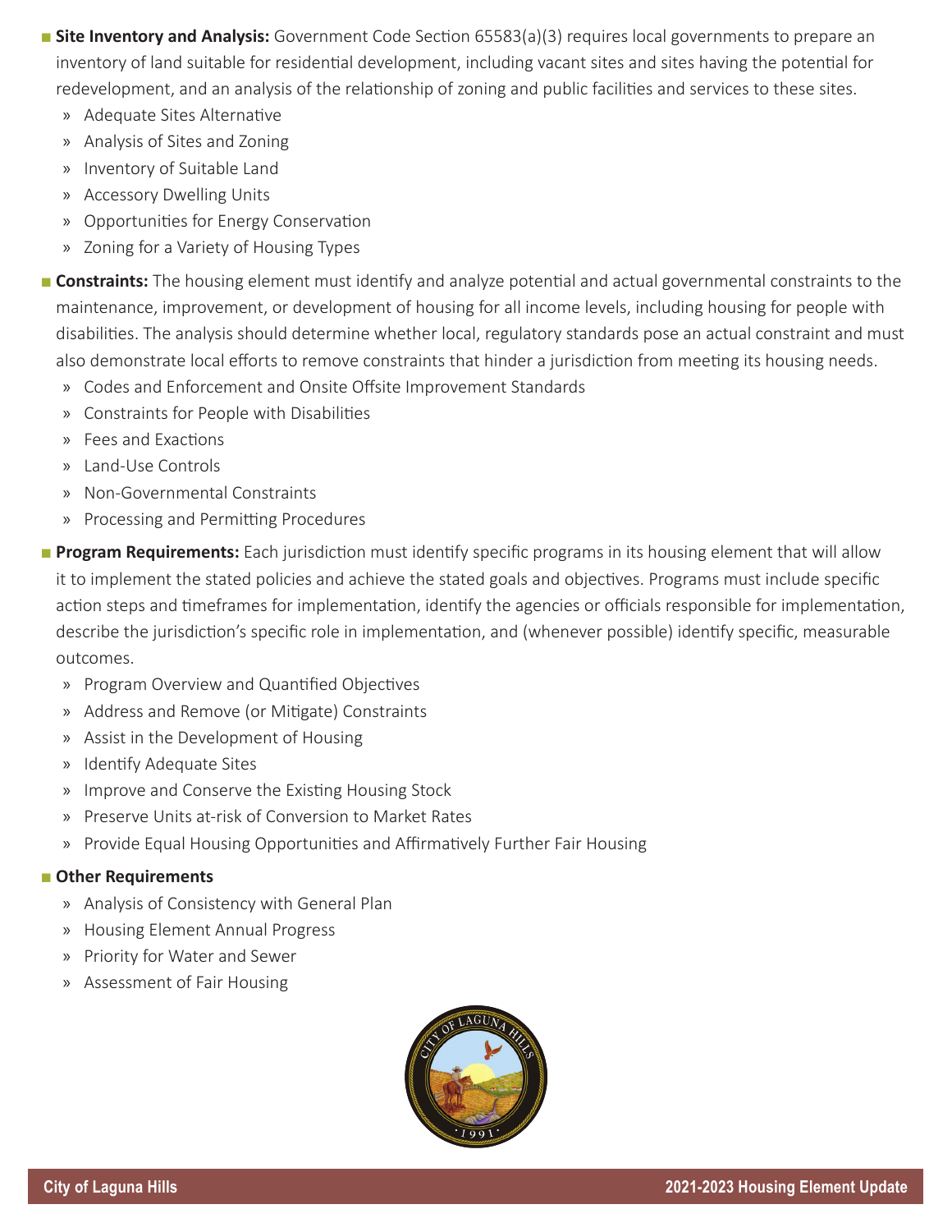- **Site Inventory and Analysis:** Government Code Section 65583(a)(3) requires local governments to prepare an inventory of land suitable for residential development, including vacant sites and sites having the potential for redevelopment, and an analysis of the relationship of zoning and public facilities and services to these sites.
  - Adequate Sites Alternative
  - Analysis of Sites and Zoning
  - Inventory of Suitable Land
  - Accessory Dwelling Units
  - Opportunities for Energy Conservation
  - Zoning for a Variety of Housing Types
- **Constraints:** The housing element must identify and analyze potential and actual governmental constraints to the maintenance, improvement, or development of housing for all income levels, including housing for people with disabilities. The analysis should determine whether local, regulatory standards pose an actual constraint and must also demonstrate local efforts to remove constraints that hinder a jurisdiction from meeting its housing needs.
  - Codes and Enforcement and Onsite Offsite Improvement Standards
  - Constraints for People with Disabilities
  - Fees and Exactions
  - Land-Use Controls
  - Non-Governmental Constraints
  - Processing and Permitting Procedures
- **Program Requirements:** Each jurisdiction must identify specific programs in its housing element that will allow it to implement the stated policies and achieve the stated goals and objectives. Programs must include specific action steps and timeframes for implementation, identify the agencies or officials responsible for implementation, describe the jurisdiction's specific role in implementation, and (whenever possible) identify specific, measurable outcomes.
  - Program Overview and Quantified Objectives
  - Address and Remove (or Mitigate) Constraints
  - Assist in the Development of Housing
  - Identify Adequate Sites
  - Improve and Conserve the Existing Housing Stock
  - Preserve Units at-risk of Conversion to Market Rates
  - Provide Equal Housing Opportunities and Affirmatively Further Fair Housing
- **Other Requirements**
  - Analysis of Consistency with General Plan
  - Housing Element Annual Progress
  - Priority for Water and Sewer
  - Assessment of Fair Housing